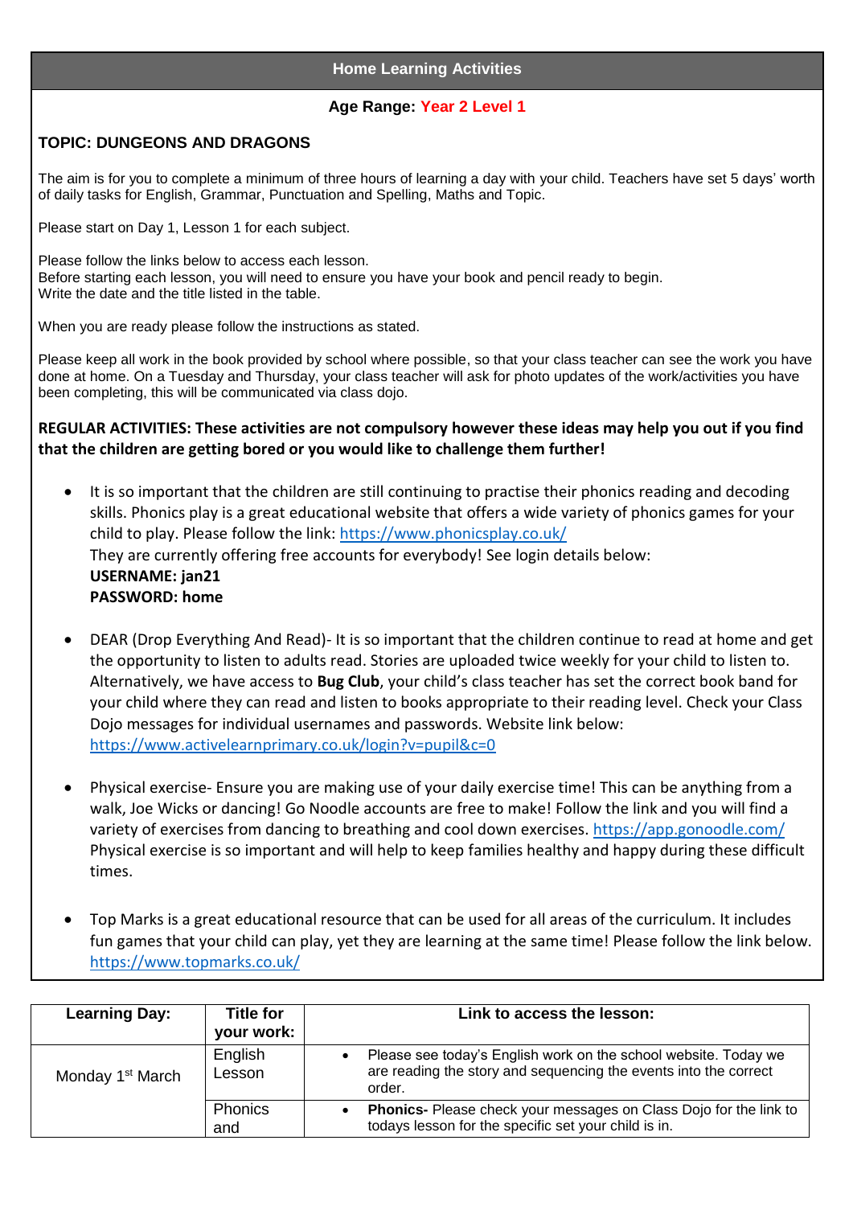## Home Learning Activities

**Age Range: Year 2 Level 1**

**TOPIC: DUNGEONS AND DRAGONS**

The aim is for you to complete a minimum of three hours of learning a day with your child. Teachers have set 5 days' worth of daily tasks for English, Grammar, Punctuation and Spelling, Maths and Topic.

Please start on Day 1, Lesson 1 for each subject.

Please follow the links below to access each lesson.
Before starting each lesson, you will need to ensure you have your book and pencil ready to begin.
Write the date and the title listed in the table.

When you are ready please follow the instructions as stated.

Please keep all work in the book provided by school where possible, so that your class teacher can see the work you have done at home. On a Tuesday and Thursday, your class teacher will ask for photo updates of the work/activities you have been completing, this will be communicated via class dojo.

**REGULAR ACTIVITIES: These activities are not compulsory however these ideas may help you out if you find that the children are getting bored or you would like to challenge them further!**

- It is so important that the children are still continuing to practise their phonics reading and decoding skills. Phonics play is a great educational website that offers a wide variety of phonics games for your child to play. Please follow the link: https://www.phonicsplay.co.uk/
  They are currently offering free accounts for everybody! See login details below:
  **USERNAME: jan21**
  **PASSWORD: home**

- DEAR (Drop Everything And Read)- It is so important that the children continue to read at home and get the opportunity to listen to adults read. Stories are uploaded twice weekly for your child to listen to. Alternatively, we have access to **Bug Club**, your child's class teacher has set the correct book band for your child where they can read and listen to books appropriate to their reading level. Check your Class Dojo messages for individual usernames and passwords. Website link below: https://www.activelearnprimary.co.uk/login?v=pupil&c=0

- Physical exercise- Ensure you are making use of your daily exercise time! This can be anything from a walk, Joe Wicks or dancing! Go Noodle accounts are free to make! Follow the link and you will find a variety of exercises from dancing to breathing and cool down exercises. https://app.gonoodle.com/
  Physical exercise is so important and will help to keep families healthy and happy during these difficult times.

- Top Marks is a great educational resource that can be used for all areas of the curriculum. It includes fun games that your child can play, yet they are learning at the same time! Please follow the link below. https://www.topmarks.co.uk/

| Learning Day: | Title for your work: | Link to access the lesson: |
|---|---|---|
| Monday 1st March | English Lesson | • Please see today's English work on the school website. Today we are reading the story and sequencing the events into the correct order. |
| | Phonics and | • **Phonics-** Please check your messages on Class Dojo for the link to todays lesson for the specific set your child is in. |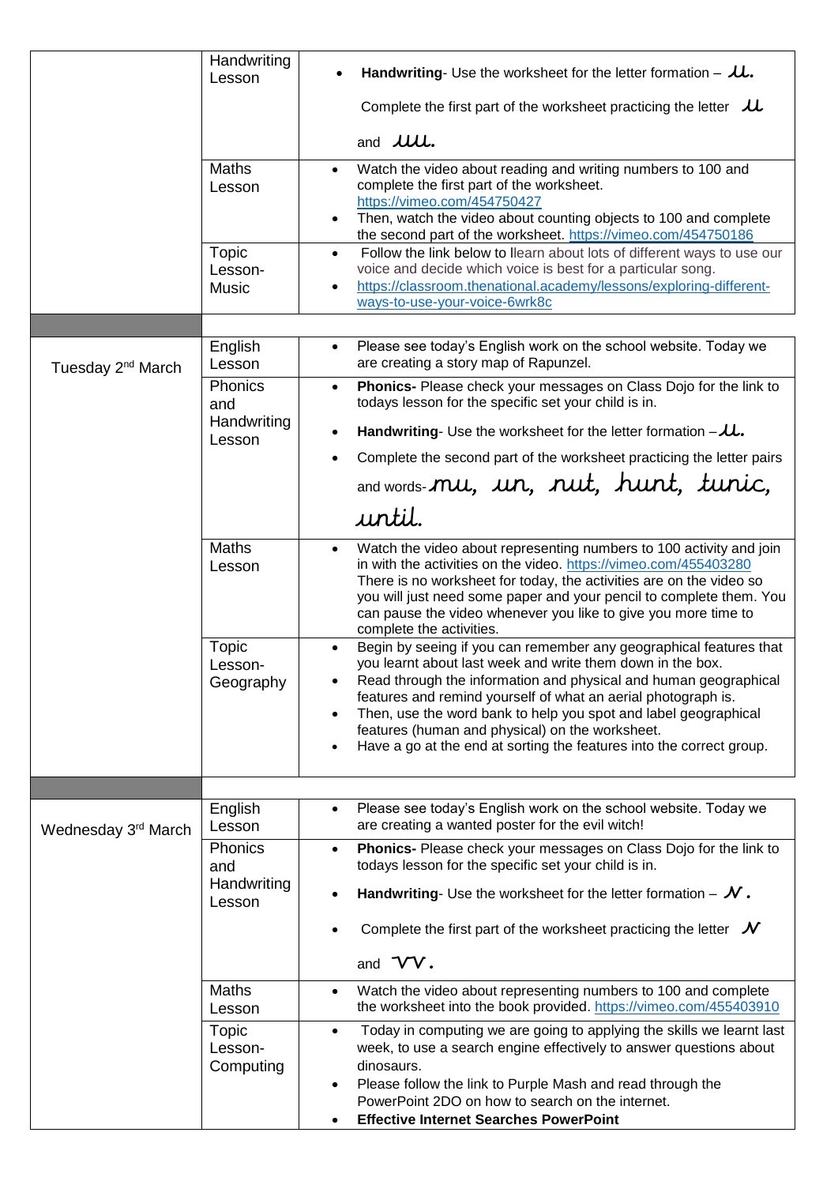| | | |
|---|---|---|
| | Handwriting Lesson | • **Handwriting**- Use the worksheet for the letter formation – *u*. <br> Complete the first part of the worksheet practicing the letter *u* and *uu*. |
| | Maths Lesson | • Watch the video about reading and writing numbers to 100 and complete the first part of the worksheet. https://vimeo.com/454750427 <br> • Then, watch the video about counting objects to 100 and complete the second part of the worksheet. https://vimeo.com/454750186 |
| | Topic Lesson- Music | • Follow the link below to llearn about lots of different ways to use our voice and decide which voice is best for a particular song. <br> • https://classroom.thenational.academy/lessons/exploring-different-ways-to-use-your-voice-6wrk8c |
| | | |
| Tuesday 2nd March | English Lesson | • Please see today's English work on the school website. Today we are creating a story map of Rapunzel. |
| | Phonics and Handwriting Lesson | • **Phonics-** Please check your messages on Class Dojo for the link to todays lesson for the specific set your child is in. <br> • **Handwriting**- Use the worksheet for the letter formation – *u*. <br> • Complete the second part of the worksheet practicing the letter pairs and words- *mu, un, nut, hunt, tunic, until.* |
| | Maths Lesson | • Watch the video about representing numbers to 100 activity and join in with the activities on the video. https://vimeo.com/455403280 There is no worksheet for today, the activities are on the video so you will just need some paper and your pencil to complete them. You can pause the video whenever you like to give you more time to complete the activities. |
| | Topic Lesson- Geography | • Begin by seeing if you can remember any geographical features that you learnt about last week and write them down in the box. <br> • Read through the information and physical and human geographical features and remind yourself of what an aerial photograph is. <br> • Then, use the word bank to help you spot and label geographical features (human and physical) on the worksheet. <br> • Have a go at the end at sorting the features into the correct group. |
| | | |
| Wednesday 3rd March | English Lesson | • Please see today's English work on the school website. Today we are creating a wanted poster for the evil witch! |
| | Phonics and Handwriting Lesson | • **Phonics-** Please check your messages on Class Dojo for the link to todays lesson for the specific set your child is in. <br> • **Handwriting**- Use the worksheet for the letter formation – *v*. <br> • Complete the first part of the worksheet practicing the letter *v* and *vv*. |
| | Maths Lesson | • Watch the video about representing numbers to 100 and complete the worksheet into the book provided. https://vimeo.com/455403910 |
| | Topic Lesson- Computing | • Today in computing we are going to applying the skills we learnt last week, to use a search engine effectively to answer questions about dinosaurs. <br> • Please follow the link to Purple Mash and read through the PowerPoint 2DO on how to search on the internet. <br> • **Effective Internet Searches PowerPoint** |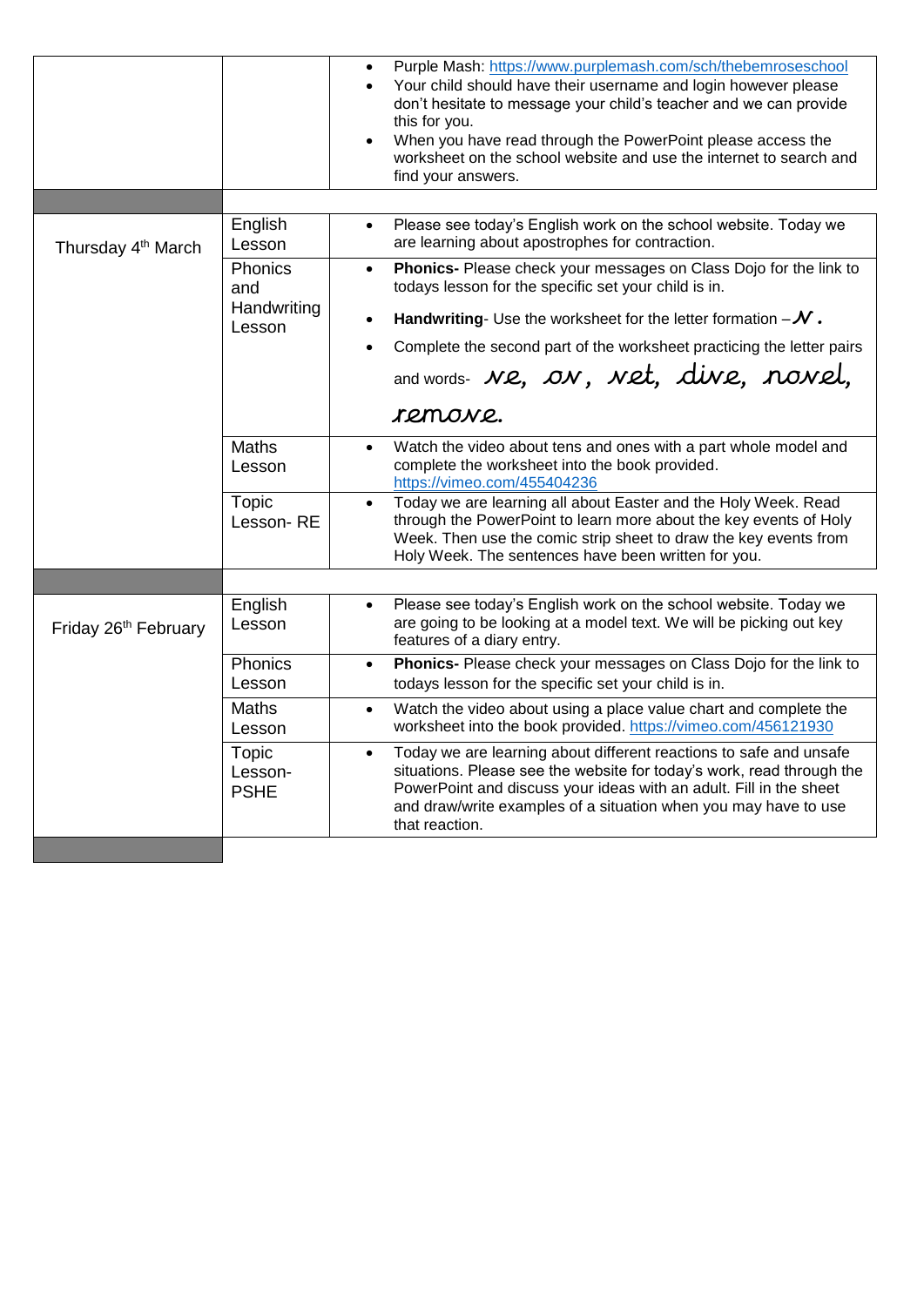| | | |
|---|---|---|
| | | • Purple Mash: https://www.purplemash.com/sch/thebemroseschool<br>• Your child should have their username and login however please don't hesitate to message your child's teacher and we can provide this for you.<br>• When you have read through the PowerPoint please access the worksheet on the school website and use the internet to search and find your answers. |
| | | |
| Thursday 4th March | English Lesson | • Please see today's English work on the school website. Today we are learning about apostrophes for contraction. |
| | Phonics and Handwriting Lesson | • **Phonics-** Please check your messages on Class Dojo for the link to todays lesson for the specific set your child is in.<br>• **Handwriting**- Use the worksheet for the letter formation – v.<br>• Complete the second part of the worksheet practicing the letter pairs and words- ve, ov, vet, dive, novel, remove. |
| | Maths Lesson | • Watch the video about tens and ones with a part whole model and complete the worksheet into the book provided. https://vimeo.com/455404236 |
| | Topic Lesson- RE | • Today we are learning all about Easter and the Holy Week. Read through the PowerPoint to learn more about the key events of Holy Week. Then use the comic strip sheet to draw the key events from Holy Week. The sentences have been written for you. |
| | | |
| Friday 26th February | English Lesson | • Please see today's English work on the school website. Today we are going to be looking at a model text. We will be picking out key features of a diary entry. |
| | Phonics Lesson | • **Phonics-** Please check your messages on Class Dojo for the link to todays lesson for the specific set your child is in. |
| | Maths Lesson | • Watch the video about using a place value chart and complete the worksheet into the book provided. https://vimeo.com/456121930 |
| | Topic Lesson- PSHE | • Today we are learning about different reactions to safe and unsafe situations. Please see the website for today's work, read through the PowerPoint and discuss your ideas with an adult. Fill in the sheet and draw/write examples of a situation when you may have to use that reaction. |